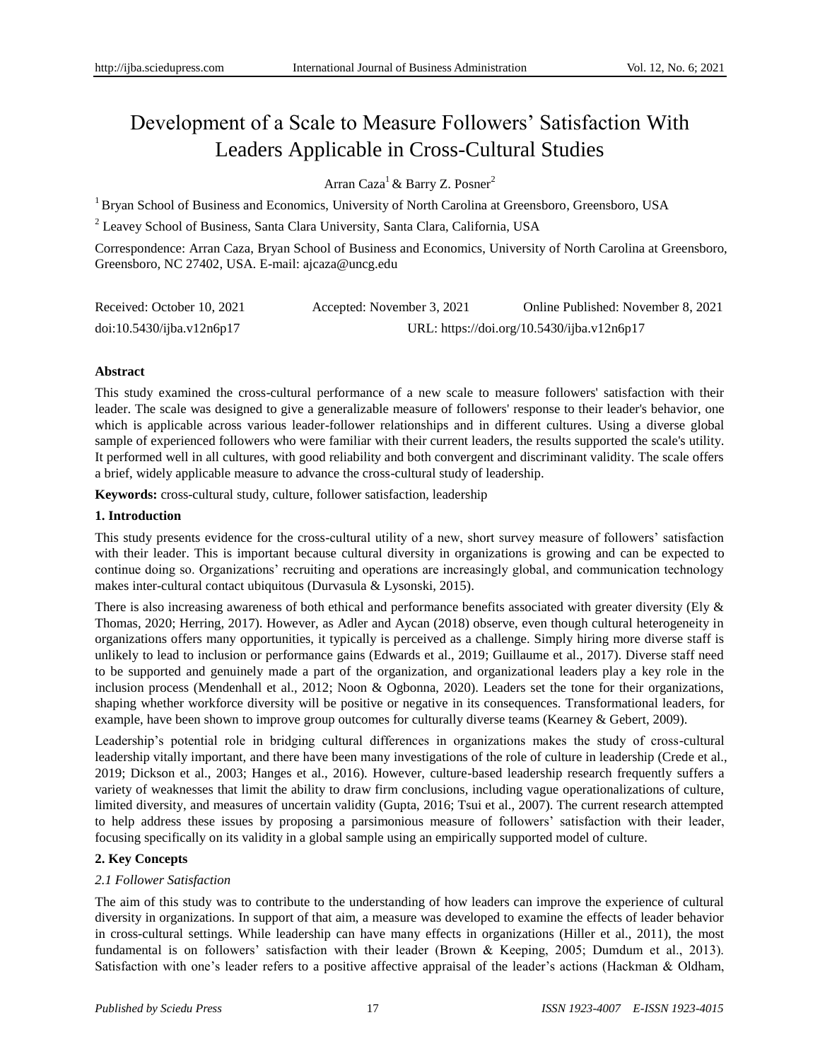# Development of a Scale to Measure Followers' Satisfaction With Leaders Applicable in Cross-Cultural Studies

Arran Caza[1] & Barry Z. Posner[2]

[1] Bryan School of Business and Economics, University of North Carolina at Greensboro, Greensboro, USA

[2] Leavey School of Business, Santa Clara University, Santa Clara, California, USA

Correspondence: Arran Caza, Bryan School of Business and Economics, University of North Carolina at Greensboro, Greensboro, NC 27402, USA. E-mail: ajcaza@uncg.edu

Received: October 10, 2021 Accepted: November 3, 2021 Online Published: November 8, 2021

doi:10.5430/ijba.v12n6p17 URL: https://doi.org/10.5430/ijba.v12n6p17

**Abstract**

This study examined the cross-cultural performance of a new scale to measure followers' satisfaction with their leader. The scale was designed to give a generalizable measure of followers' response to their leader's behavior, one which is applicable across various leader-follower relationships and in different cultures. Using a diverse global sample of experienced followers who were familiar with their current leaders, the results supported the scale's utility. It performed well in all cultures, with good reliability and both convergent and discriminant validity. The scale offers a brief, widely applicable measure to advance the cross-cultural study of leadership.

**Keywords:** cross-cultural study, culture, follower satisfaction, leadership

## 1. Introduction

This study presents evidence for the cross-cultural utility of a new, short survey measure of followers' satisfaction with their leader. This is important because cultural diversity in organizations is growing and can be expected to continue doing so. Organizations' recruiting and operations are increasingly global, and communication technology makes inter-cultural contact ubiquitous (Durvasula & Lysonski, 2015).

There is also increasing awareness of both ethical and performance benefits associated with greater diversity (Ely & Thomas, 2020; Herring, 2017). However, as Adler and Aycan (2018) observe, even though cultural heterogeneity in organizations offers many opportunities, it typically is perceived as a challenge. Simply hiring more diverse staff is unlikely to lead to inclusion or performance gains (Edwards et al., 2019; Guillaume et al., 2017). Diverse staff need to be supported and genuinely made a part of the organization, and organizational leaders play a key role in the inclusion process (Mendenhall et al., 2012; Noon & Ogbonna, 2020). Leaders set the tone for their organizations, shaping whether workforce diversity will be positive or negative in its consequences. Transformational leaders, for example, have been shown to improve group outcomes for culturally diverse teams (Kearney & Gebert, 2009).

Leadership's potential role in bridging cultural differences in organizations makes the study of cross-cultural leadership vitally important, and there have been many investigations of the role of culture in leadership (Crede et al., 2019; Dickson et al., 2003; Hanges et al., 2016). However, culture-based leadership research frequently suffers a variety of weaknesses that limit the ability to draw firm conclusions, including vague operationalizations of culture, limited diversity, and measures of uncertain validity (Gupta, 2016; Tsui et al., 2007). The current research attempted to help address these issues by proposing a parsimonious measure of followers' satisfaction with their leader, focusing specifically on its validity in a global sample using an empirically supported model of culture.

## 2. Key Concepts

### *2.1 Follower Satisfaction*

The aim of this study was to contribute to the understanding of how leaders can improve the experience of cultural diversity in organizations. In support of that aim, a measure was developed to examine the effects of leader behavior in cross-cultural settings. While leadership can have many effects in organizations (Hiller et al., 2011), the most fundamental is on followers' satisfaction with their leader (Brown & Keeping, 2005; Dumdum et al., 2013). Satisfaction with one's leader refers to a positive affective appraisal of the leader's actions (Hackman & Oldham,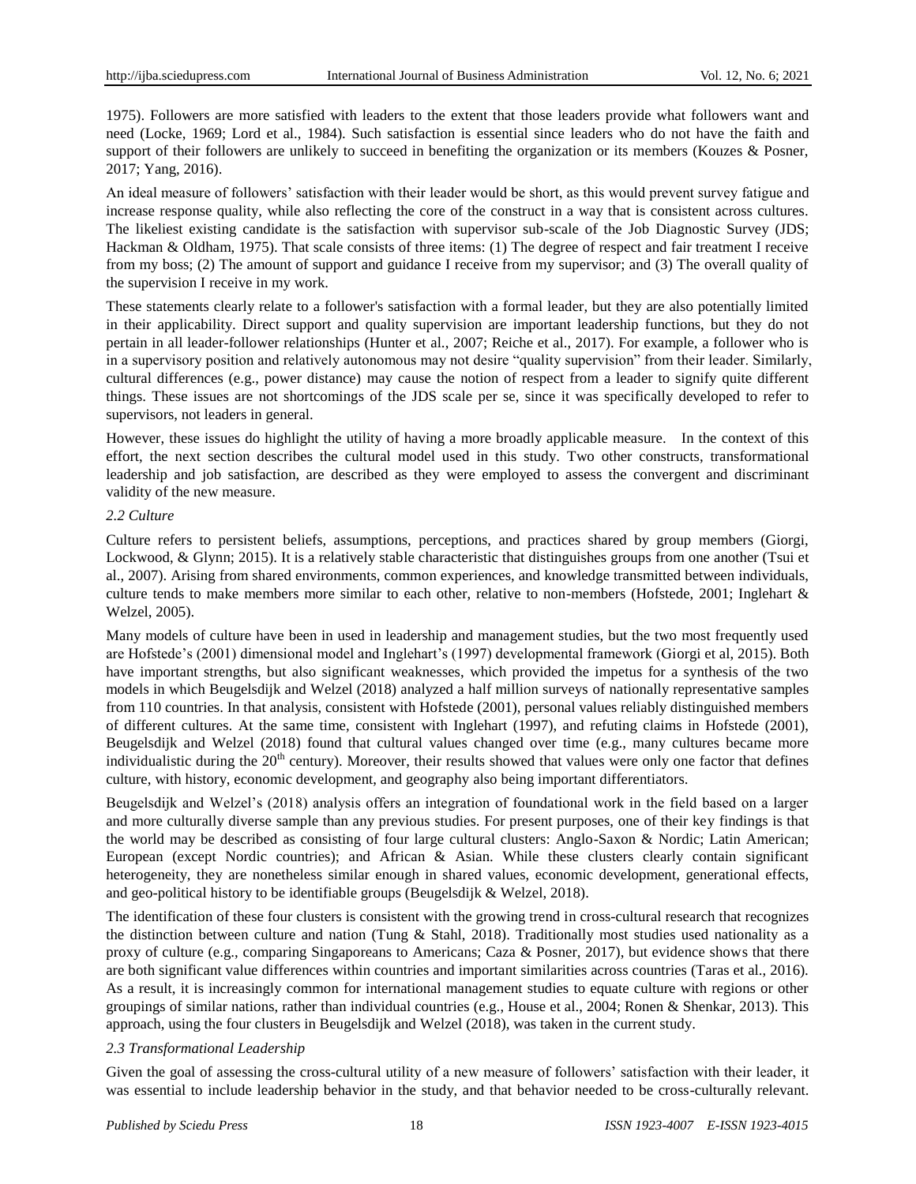1975). Followers are more satisfied with leaders to the extent that those leaders provide what followers want and need (Locke, 1969; Lord et al., 1984). Such satisfaction is essential since leaders who do not have the faith and support of their followers are unlikely to succeed in benefiting the organization or its members (Kouzes & Posner, 2017; Yang, 2016).

An ideal measure of followers' satisfaction with their leader would be short, as this would prevent survey fatigue and increase response quality, while also reflecting the core of the construct in a way that is consistent across cultures. The likeliest existing candidate is the satisfaction with supervisor sub-scale of the Job Diagnostic Survey (JDS; Hackman & Oldham, 1975). That scale consists of three items: (1) The degree of respect and fair treatment I receive from my boss; (2) The amount of support and guidance I receive from my supervisor; and (3) The overall quality of the supervision I receive in my work.

These statements clearly relate to a follower's satisfaction with a formal leader, but they are also potentially limited in their applicability. Direct support and quality supervision are important leadership functions, but they do not pertain in all leader-follower relationships (Hunter et al., 2007; Reiche et al., 2017). For example, a follower who is in a supervisory position and relatively autonomous may not desire "quality supervision" from their leader. Similarly, cultural differences (e.g., power distance) may cause the notion of respect from a leader to signify quite different things. These issues are not shortcomings of the JDS scale per se, since it was specifically developed to refer to supervisors, not leaders in general.

However, these issues do highlight the utility of having a more broadly applicable measure. In the context of this effort, the next section describes the cultural model used in this study. Two other constructs, transformational leadership and job satisfaction, are described as they were employed to assess the convergent and discriminant validity of the new measure.

### *2.2 Culture*

Culture refers to persistent beliefs, assumptions, perceptions, and practices shared by group members (Giorgi, Lockwood, & Glynn; 2015). It is a relatively stable characteristic that distinguishes groups from one another (Tsui et al., 2007). Arising from shared environments, common experiences, and knowledge transmitted between individuals, culture tends to make members more similar to each other, relative to non-members (Hofstede, 2001; Inglehart & Welzel, 2005).

Many models of culture have been in used in leadership and management studies, but the two most frequently used are Hofstede's (2001) dimensional model and Inglehart's (1997) developmental framework (Giorgi et al, 2015). Both have important strengths, but also significant weaknesses, which provided the impetus for a synthesis of the two models in which Beugelsdijk and Welzel (2018) analyzed a half million surveys of nationally representative samples from 110 countries. In that analysis, consistent with Hofstede (2001), personal values reliably distinguished members of different cultures. At the same time, consistent with Inglehart (1997), and refuting claims in Hofstede (2001), Beugelsdijk and Welzel (2018) found that cultural values changed over time (e.g., many cultures became more individualistic during the 20th century). Moreover, their results showed that values were only one factor that defines culture, with history, economic development, and geography also being important differentiators.

Beugelsdijk and Welzel's (2018) analysis offers an integration of foundational work in the field based on a larger and more culturally diverse sample than any previous studies. For present purposes, one of their key findings is that the world may be described as consisting of four large cultural clusters: Anglo-Saxon & Nordic; Latin American; European (except Nordic countries); and African & Asian. While these clusters clearly contain significant heterogeneity, they are nonetheless similar enough in shared values, economic development, generational effects, and geo-political history to be identifiable groups (Beugelsdijk & Welzel, 2018).

The identification of these four clusters is consistent with the growing trend in cross-cultural research that recognizes the distinction between culture and nation (Tung & Stahl, 2018). Traditionally most studies used nationality as a proxy of culture (e.g., comparing Singaporeans to Americans; Caza & Posner, 2017), but evidence shows that there are both significant value differences within countries and important similarities across countries (Taras et al., 2016). As a result, it is increasingly common for international management studies to equate culture with regions or other groupings of similar nations, rather than individual countries (e.g., House et al., 2004; Ronen & Shenkar, 2013). This approach, using the four clusters in Beugelsdijk and Welzel (2018), was taken in the current study.

### *2.3 Transformational Leadership*

Given the goal of assessing the cross-cultural utility of a new measure of followers' satisfaction with their leader, it was essential to include leadership behavior in the study, and that behavior needed to be cross-culturally relevant.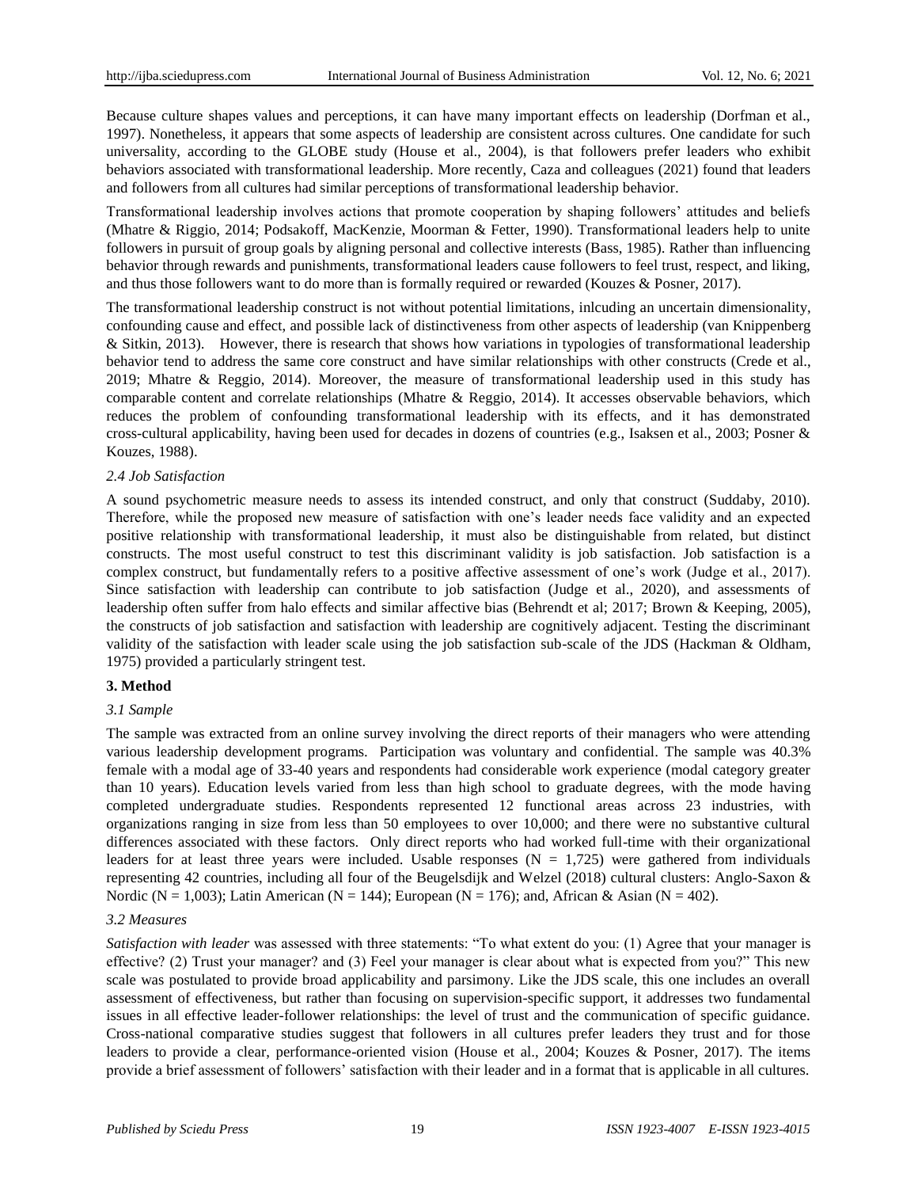Because culture shapes values and perceptions, it can have many important effects on leadership (Dorfman et al., 1997). Nonetheless, it appears that some aspects of leadership are consistent across cultures. One candidate for such universality, according to the GLOBE study (House et al., 2004), is that followers prefer leaders who exhibit behaviors associated with transformational leadership. More recently, Caza and colleagues (2021) found that leaders and followers from all cultures had similar perceptions of transformational leadership behavior.

Transformational leadership involves actions that promote cooperation by shaping followers' attitudes and beliefs (Mhatre & Riggio, 2014; Podsakoff, MacKenzie, Moorman & Fetter, 1990). Transformational leaders help to unite followers in pursuit of group goals by aligning personal and collective interests (Bass, 1985). Rather than influencing behavior through rewards and punishments, transformational leaders cause followers to feel trust, respect, and liking, and thus those followers want to do more than is formally required or rewarded (Kouzes & Posner, 2017).

The transformational leadership construct is not without potential limitations, inlcuding an uncertain dimensionality, confounding cause and effect, and possible lack of distinctiveness from other aspects of leadership (van Knippenberg & Sitkin, 2013). However, there is research that shows how variations in typologies of transformational leadership behavior tend to address the same core construct and have similar relationships with other constructs (Crede et al., 2019; Mhatre & Reggio, 2014). Moreover, the measure of transformational leadership used in this study has comparable content and correlate relationships (Mhatre & Reggio, 2014). It accesses observable behaviors, which reduces the problem of confounding transformational leadership with its effects, and it has demonstrated cross-cultural applicability, having been used for decades in dozens of countries (e.g., Isaksen et al., 2003; Posner & Kouzes, 1988).

### *2.4 Job Satisfaction*

A sound psychometric measure needs to assess its intended construct, and only that construct (Suddaby, 2010). Therefore, while the proposed new measure of satisfaction with one's leader needs face validity and an expected positive relationship with transformational leadership, it must also be distinguishable from related, but distinct constructs. The most useful construct to test this discriminant validity is job satisfaction. Job satisfaction is a complex construct, but fundamentally refers to a positive affective assessment of one's work (Judge et al., 2017). Since satisfaction with leadership can contribute to job satisfaction (Judge et al., 2020), and assessments of leadership often suffer from halo effects and similar affective bias (Behrendt et al; 2017; Brown & Keeping, 2005), the constructs of job satisfaction and satisfaction with leadership are cognitively adjacent. Testing the discriminant validity of the satisfaction with leader scale using the job satisfaction sub-scale of the JDS (Hackman & Oldham, 1975) provided a particularly stringent test.

## 3. Method

### *3.1 Sample*

The sample was extracted from an online survey involving the direct reports of their managers who were attending various leadership development programs. Participation was voluntary and confidential. The sample was 40.3% female with a modal age of 33-40 years and respondents had considerable work experience (modal category greater than 10 years). Education levels varied from less than high school to graduate degrees, with the mode having completed undergraduate studies. Respondents represented 12 functional areas across 23 industries, with organizations ranging in size from less than 50 employees to over 10,000; and there were no substantive cultural differences associated with these factors. Only direct reports who had worked full-time with their organizational leaders for at least three years were included. Usable responses ($N = 1,725$) were gathered from individuals representing 42 countries, including all four of the Beugelsdijk and Welzel (2018) cultural clusters: Anglo-Saxon & Nordic ($N = 1,003$); Latin American ($N = 144$); European ($N = 176$); and, African & Asian ($N = 402$).

### *3.2 Measures*

*Satisfaction with leader* was assessed with three statements: "To what extent do you: (1) Agree that your manager is effective? (2) Trust your manager? and (3) Feel your manager is clear about what is expected from you?" This new scale was postulated to provide broad applicability and parsimony. Like the JDS scale, this one includes an overall assessment of effectiveness, but rather than focusing on supervision-specific support, it addresses two fundamental issues in all effective leader-follower relationships: the level of trust and the communication of specific guidance. Cross-national comparative studies suggest that followers in all cultures prefer leaders they trust and for those leaders to provide a clear, performance-oriented vision (House et al., 2004; Kouzes & Posner, 2017). The items provide a brief assessment of followers' satisfaction with their leader and in a format that is applicable in all cultures.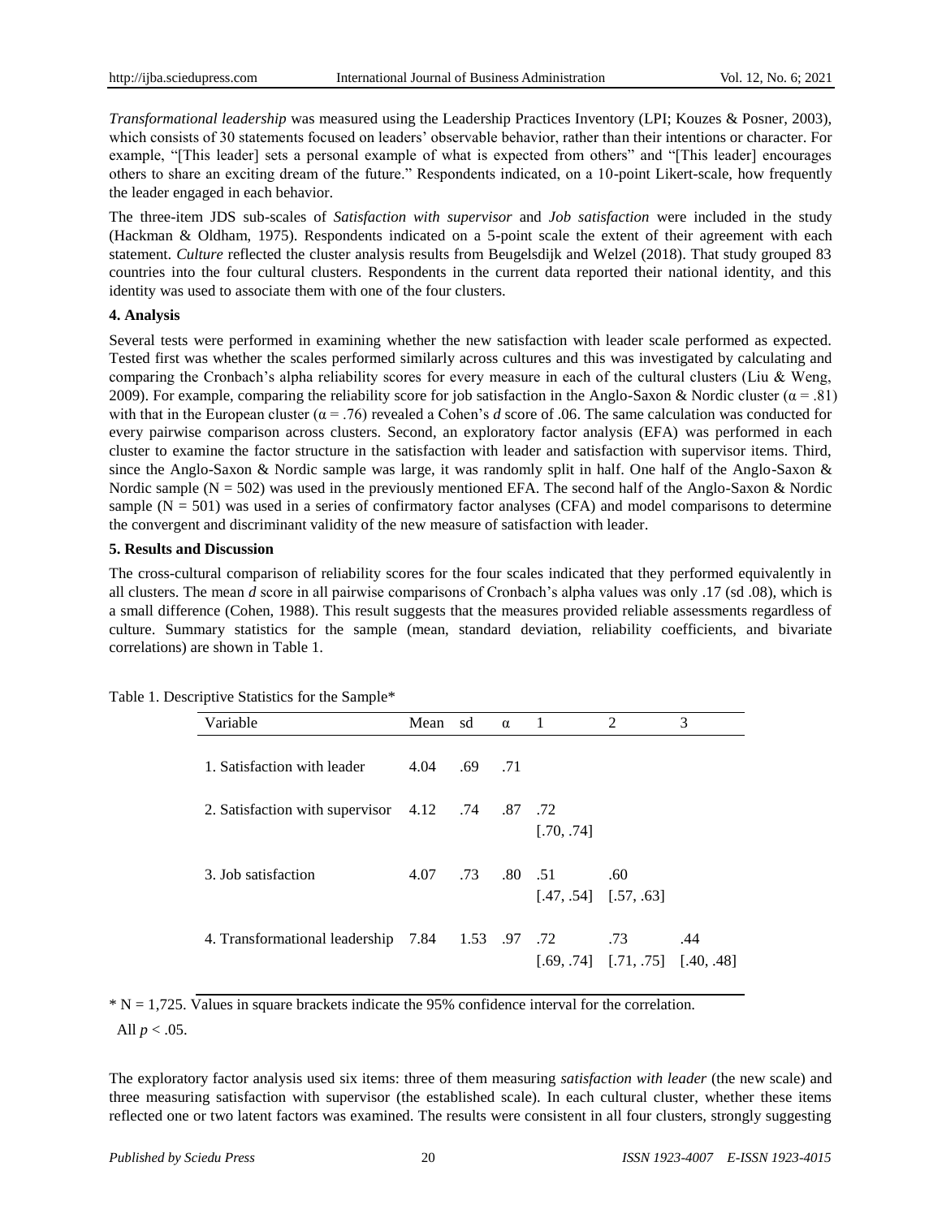*Transformational leadership* was measured using the Leadership Practices Inventory (LPI; Kouzes & Posner, 2003), which consists of 30 statements focused on leaders' observable behavior, rather than their intentions or character. For example, "[This leader] sets a personal example of what is expected from others" and "[This leader] encourages others to share an exciting dream of the future." Respondents indicated, on a 10-point Likert-scale, how frequently the leader engaged in each behavior.

The three-item JDS sub-scales of *Satisfaction with supervisor* and *Job satisfaction* were included in the study (Hackman & Oldham, 1975). Respondents indicated on a 5-point scale the extent of their agreement with each statement. *Culture* reflected the cluster analysis results from Beugelsdijk and Welzel (2018). That study grouped 83 countries into the four cultural clusters. Respondents in the current data reported their national identity, and this identity was used to associate them with one of the four clusters.

**4. Analysis**

Several tests were performed in examining whether the new satisfaction with leader scale performed as expected. Tested first was whether the scales performed similarly across cultures and this was investigated by calculating and comparing the Cronbach's alpha reliability scores for every measure in each of the cultural clusters (Liu & Weng, 2009). For example, comparing the reliability score for job satisfaction in the Anglo-Saxon & Nordic cluster ($\alpha = .81$) with that in the European cluster ($\alpha = .76$) revealed a Cohen's *d* score of .06. The same calculation was conducted for every pairwise comparison across clusters. Second, an exploratory factor analysis (EFA) was performed in each cluster to examine the factor structure in the satisfaction with leader and satisfaction with supervisor items. Third, since the Anglo-Saxon & Nordic sample was large, it was randomly split in half. One half of the Anglo-Saxon & Nordic sample (N = 502) was used in the previously mentioned EFA. The second half of the Anglo-Saxon & Nordic sample (N = 501) was used in a series of confirmatory factor analyses (CFA) and model comparisons to determine the convergent and discriminant validity of the new measure of satisfaction with leader.

**5. Results and Discussion**

The cross-cultural comparison of reliability scores for the four scales indicated that they performed equivalently in all clusters. The mean *d* score in all pairwise comparisons of Cronbach's alpha values was only .17 (sd .08), which is a small difference (Cohen, 1988). This result suggests that the measures provided reliable assessments regardless of culture. Summary statistics for the sample (mean, standard deviation, reliability coefficients, and bivariate correlations) are shown in Table 1.

Table 1. Descriptive Statistics for the Sample*

| Variable | Mean | sd | α | 1 | 2 | 3 |
|---|---|---|---|---|---|---|
| 1. Satisfaction with leader | 4.04 | .69 | .71 | | | |
| 2. Satisfaction with supervisor | 4.12 | .74 | .87 | .72 [.70, .74] | | |
| 3. Job satisfaction | 4.07 | .73 | .80 | .51 [.47, .54] | .60 [.57, .63] | |
| 4. Transformational leadership | 7.84 | 1.53 | .97 | .72 [.69, .74] | .73 [.71, .75] | .44 [.40, .48] |

\* N = 1,725. Values in square brackets indicate the 95% confidence interval for the correlation.
All $p < .05$.

The exploratory factor analysis used six items: three of them measuring *satisfaction with leader* (the new scale) and three measuring satisfaction with supervisor (the established scale). In each cultural cluster, whether these items reflected one or two latent factors was examined. The results were consistent in all four clusters, strongly suggesting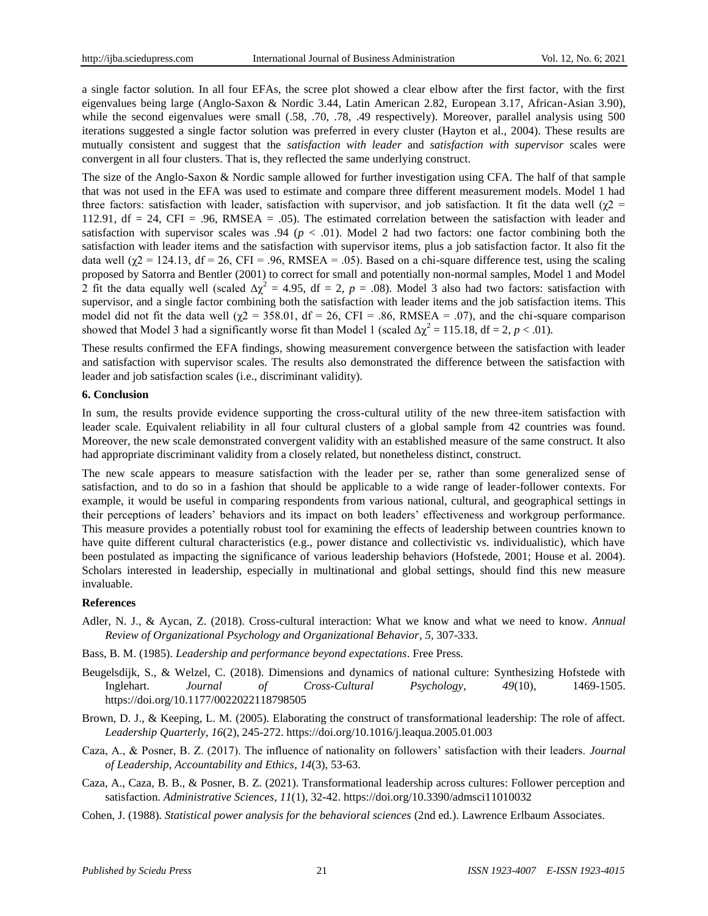a single factor solution. In all four EFAs, the scree plot showed a clear elbow after the first factor, with the first eigenvalues being large (Anglo-Saxon & Nordic 3.44, Latin American 2.82, European 3.17, African-Asian 3.90), while the second eigenvalues were small (.58, .70, .78, .49 respectively). Moreover, parallel analysis using 500 iterations suggested a single factor solution was preferred in every cluster (Hayton et al., 2004). These results are mutually consistent and suggest that the *satisfaction with leader* and *satisfaction with supervisor* scales were convergent in all four clusters. That is, they reflected the same underlying construct.

The size of the Anglo-Saxon & Nordic sample allowed for further investigation using CFA. The half of that sample that was not used in the EFA was used to estimate and compare three different measurement models. Model 1 had three factors: satisfaction with leader, satisfaction with supervisor, and job satisfaction. It fit the data well ($\chi2$ = 112.91, df = 24, CFI = .96, RMSEA = .05). The estimated correlation between the satisfaction with leader and satisfaction with supervisor scales was .94 ($p$ < .01). Model 2 had two factors: one factor combining both the satisfaction with leader items and the satisfaction with supervisor items, plus a job satisfaction factor. It also fit the data well ($\chi2$ = 124.13, df = 26, CFI = .96, RMSEA = .05). Based on a chi-square difference test, using the scaling proposed by Satorra and Bentler (2001) to correct for small and potentially non-normal samples, Model 1 and Model 2 fit the data equally well (scaled $\Delta\chi^2$ = 4.95, df = 2, $p$ = .08). Model 3 also had two factors: satisfaction with supervisor, and a single factor combining both the satisfaction with leader items and the job satisfaction items. This model did not fit the data well ($\chi2$ = 358.01, df = 26, CFI = .86, RMSEA = .07), and the chi-square comparison showed that Model 3 had a significantly worse fit than Model 1 (scaled $\Delta\chi^2$ = 115.18, df = 2, $p$ < .01).

These results confirmed the EFA findings, showing measurement convergence between the satisfaction with leader and satisfaction with supervisor scales. The results also demonstrated the difference between the satisfaction with leader and job satisfaction scales (i.e., discriminant validity).

## 6. Conclusion

In sum, the results provide evidence supporting the cross-cultural utility of the new three-item satisfaction with leader scale. Equivalent reliability in all four cultural clusters of a global sample from 42 countries was found. Moreover, the new scale demonstrated convergent validity with an established measure of the same construct. It also had appropriate discriminant validity from a closely related, but nonetheless distinct, construct.

The new scale appears to measure satisfaction with the leader per se, rather than some generalized sense of satisfaction, and to do so in a fashion that should be applicable to a wide range of leader-follower contexts. For example, it would be useful in comparing respondents from various national, cultural, and geographical settings in their perceptions of leaders' behaviors and its impact on both leaders' effectiveness and workgroup performance. This measure provides a potentially robust tool for examining the effects of leadership between countries known to have quite different cultural characteristics (e.g., power distance and collectivistic vs. individualistic), which have been postulated as impacting the significance of various leadership behaviors (Hofstede, 2001; House et al. 2004). Scholars interested in leadership, especially in multinational and global settings, should find this new measure invaluable.

## References

Adler, N. J., & Aycan, Z. (2018). Cross-cultural interaction: What we know and what we need to know. *Annual Review of Organizational Psychology and Organizational Behavior*, *5*, 307-333.

Bass, B. M. (1985). *Leadership and performance beyond expectations*. Free Press.

Beugelsdijk, S., & Welzel, C. (2018). Dimensions and dynamics of national culture: Synthesizing Hofstede with Inglehart. *Journal of Cross-Cultural Psychology*, *49*(10), 1469-1505. https://doi.org/10.1177/0022022118798505

Brown, D. J., & Keeping, L. M. (2005). Elaborating the construct of transformational leadership: The role of affect. *Leadership Quarterly*, *16*(2), 245-272. https://doi.org/10.1016/j.leaqua.2005.01.003

Caza, A., & Posner, B. Z. (2017). The influence of nationality on followers' satisfaction with their leaders. *Journal of Leadership, Accountability and Ethics*, *14*(3), 53-63.

Caza, A., Caza, B. B., & Posner, B. Z. (2021). Transformational leadership across cultures: Follower perception and satisfaction. *Administrative Sciences*, *11*(1), 32-42. https://doi.org/10.3390/admsci11010032

Cohen, J. (1988). *Statistical power analysis for the behavioral sciences* (2nd ed.). Lawrence Erlbaum Associates.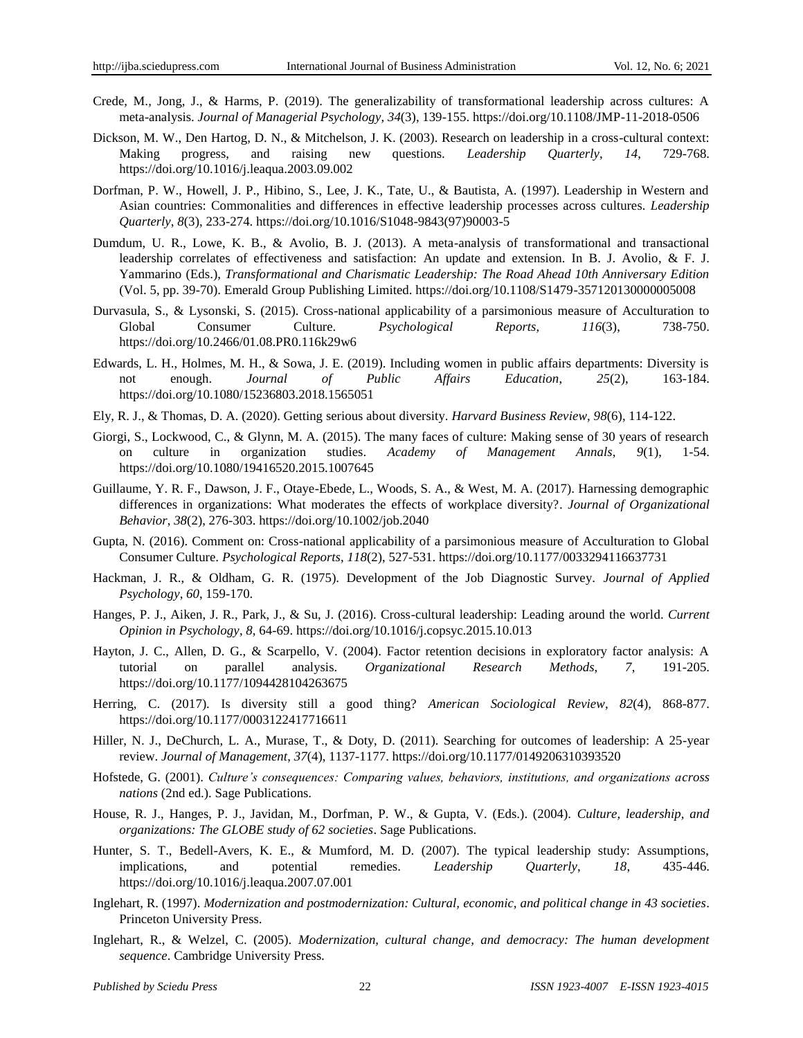Crede, M., Jong, J., & Harms, P. (2019). The generalizability of transformational leadership across cultures: A meta-analysis. *Journal of Managerial Psychology*, *34*(3), 139-155. https://doi.org/10.1108/JMP-11-2018-0506

Dickson, M. W., Den Hartog, D. N., & Mitchelson, J. K. (2003). Research on leadership in a cross-cultural context: Making progress, and raising new questions. *Leadership Quarterly*, *14*, 729-768. https://doi.org/10.1016/j.leaqua.2003.09.002

Dorfman, P. W., Howell, J. P., Hibino, S., Lee, J. K., Tate, U., & Bautista, A. (1997). Leadership in Western and Asian countries: Commonalities and differences in effective leadership processes across cultures. *Leadership Quarterly*, *8*(3), 233-274. https://doi.org/10.1016/S1048-9843(97)90003-5

Dumdum, U. R., Lowe, K. B., & Avolio, B. J. (2013). A meta-analysis of transformational and transactional leadership correlates of effectiveness and satisfaction: An update and extension. In B. J. Avolio, & F. J. Yammarino (Eds.), *Transformational and Charismatic Leadership: The Road Ahead 10th Anniversary Edition* (Vol. 5, pp. 39-70). Emerald Group Publishing Limited. https://doi.org/10.1108/S1479-357120130000005008

Durvasula, S., & Lysonski, S. (2015). Cross-national applicability of a parsimonious measure of Acculturation to Global Consumer Culture. *Psychological Reports*, *116*(3), 738-750. https://doi.org/10.2466/01.08.PR0.116k29w6

Edwards, L. H., Holmes, M. H., & Sowa, J. E. (2019). Including women in public affairs departments: Diversity is not enough. *Journal of Public Affairs Education*, *25*(2), 163-184. https://doi.org/10.1080/15236803.2018.1565051

Ely, R. J., & Thomas, D. A. (2020). Getting serious about diversity. *Harvard Business Review*, *98*(6), 114-122.

Giorgi, S., Lockwood, C., & Glynn, M. A. (2015). The many faces of culture: Making sense of 30 years of research on culture in organization studies. *Academy of Management Annals*, *9*(1), 1-54. https://doi.org/10.1080/19416520.2015.1007645

Guillaume, Y. R. F., Dawson, J. F., Otaye-Ebede, L., Woods, S. A., & West, M. A. (2017). Harnessing demographic differences in organizations: What moderates the effects of workplace diversity?. *Journal of Organizational Behavior*, *38*(2), 276-303. https://doi.org/10.1002/job.2040

Gupta, N. (2016). Comment on: Cross-national applicability of a parsimonious measure of Acculturation to Global Consumer Culture. *Psychological Reports*, *118*(2), 527-531. https://doi.org/10.1177/0033294116637731

Hackman, J. R., & Oldham, G. R. (1975). Development of the Job Diagnostic Survey. *Journal of Applied Psychology*, *60*, 159-170.

Hanges, P. J., Aiken, J. R., Park, J., & Su, J. (2016). Cross-cultural leadership: Leading around the world. *Current Opinion in Psychology*, *8*, 64-69. https://doi.org/10.1016/j.copsyc.2015.10.013

Hayton, J. C., Allen, D. G., & Scarpello, V. (2004). Factor retention decisions in exploratory factor analysis: A tutorial on parallel analysis. *Organizational Research Methods*, *7*, 191-205. https://doi.org/10.1177/1094428104263675

Herring, C. (2017). Is diversity still a good thing? *American Sociological Review*, *82*(4), 868-877. https://doi.org/10.1177/0003122417716611

Hiller, N. J., DeChurch, L. A., Murase, T., & Doty, D. (2011). Searching for outcomes of leadership: A 25-year review. *Journal of Management*, *37*(4), 1137-1177. https://doi.org/10.1177/0149206310393520

Hofstede, G. (2001). *Culture's consequences: Comparing values, behaviors, institutions, and organizations across nations* (2nd ed.). Sage Publications.

House, R. J., Hanges, P. J., Javidan, M., Dorfman, P. W., & Gupta, V. (Eds.). (2004). *Culture, leadership, and organizations: The GLOBE study of 62 societies*. Sage Publications.

Hunter, S. T., Bedell-Avers, K. E., & Mumford, M. D. (2007). The typical leadership study: Assumptions, implications, and potential remedies. *Leadership Quarterly*, *18*, 435-446. https://doi.org/10.1016/j.leaqua.2007.07.001

Inglehart, R. (1997). *Modernization and postmodernization: Cultural, economic, and political change in 43 societies*. Princeton University Press.

Inglehart, R., & Welzel, C. (2005). *Modernization, cultural change, and democracy: The human development sequence*. Cambridge University Press.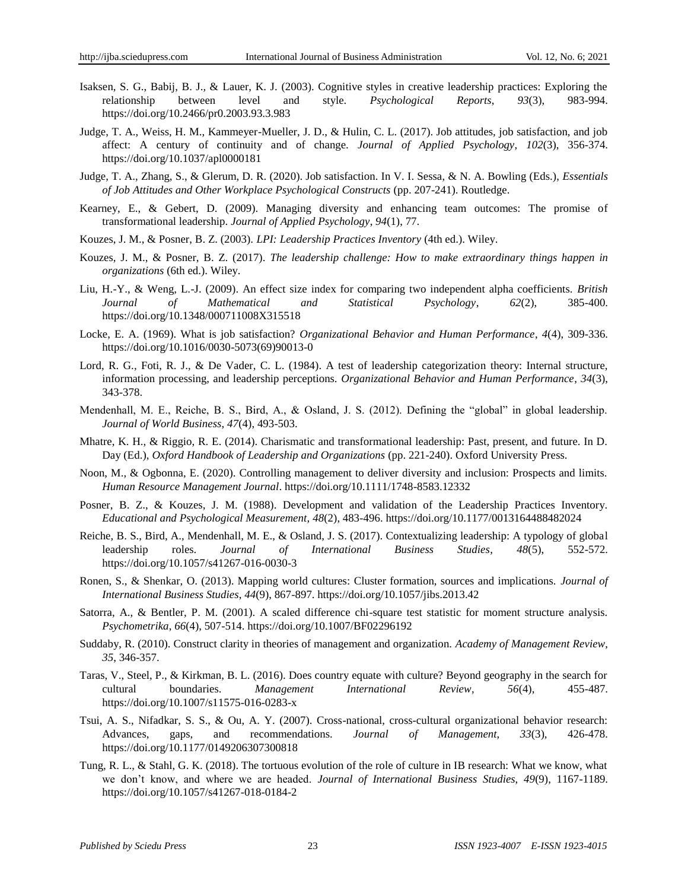Isaksen, S. G., Babij, B. J., & Lauer, K. J. (2003). Cognitive styles in creative leadership practices: Exploring the relationship between level and style. *Psychological Reports*, *93*(3), 983-994. https://doi.org/10.2466/pr0.2003.93.3.983

Judge, T. A., Weiss, H. M., Kammeyer-Mueller, J. D., & Hulin, C. L. (2017). Job attitudes, job satisfaction, and job affect: A century of continuity and of change. *Journal of Applied Psychology*, *102*(3), 356-374. https://doi.org/10.1037/apl0000181

Judge, T. A., Zhang, S., & Glerum, D. R. (2020). Job satisfaction. In V. I. Sessa, & N. A. Bowling (Eds.), *Essentials of Job Attitudes and Other Workplace Psychological Constructs* (pp. 207-241). Routledge.

Kearney, E., & Gebert, D. (2009). Managing diversity and enhancing team outcomes: The promise of transformational leadership. *Journal of Applied Psychology*, *94*(1), 77.

Kouzes, J. M., & Posner, B. Z. (2003). *LPI: Leadership Practices Inventory* (4th ed.). Wiley.

Kouzes, J. M., & Posner, B. Z. (2017). *The leadership challenge: How to make extraordinary things happen in organizations* (6th ed.). Wiley.

Liu, H.-Y., & Weng, L.-J. (2009). An effect size index for comparing two independent alpha coefficients. *British Journal of Mathematical and Statistical Psychology*, *62*(2), 385-400. https://doi.org/10.1348/000711008X315518

Locke, E. A. (1969). What is job satisfaction? *Organizational Behavior and Human Performance*, *4*(4), 309-336. https://doi.org/10.1016/0030-5073(69)90013-0

Lord, R. G., Foti, R. J., & De Vader, C. L. (1984). A test of leadership categorization theory: Internal structure, information processing, and leadership perceptions. *Organizational Behavior and Human Performance*, *34*(3), 343-378.

Mendenhall, M. E., Reiche, B. S., Bird, A., & Osland, J. S. (2012). Defining the "global" in global leadership. *Journal of World Business*, *47*(4), 493-503.

Mhatre, K. H., & Riggio, R. E. (2014). Charismatic and transformational leadership: Past, present, and future. In D. Day (Ed.), *Oxford Handbook of Leadership and Organizations* (pp. 221-240). Oxford University Press.

Noon, M., & Ogbonna, E. (2020). Controlling management to deliver diversity and inclusion: Prospects and limits. *Human Resource Management Journal*. https://doi.org/10.1111/1748-8583.12332

Posner, B. Z., & Kouzes, J. M. (1988). Development and validation of the Leadership Practices Inventory. *Educational and Psychological Measurement*, *48*(2), 483-496. https://doi.org/10.1177/0013164488482024

Reiche, B. S., Bird, A., Mendenhall, M. E., & Osland, J. S. (2017). Contextualizing leadership: A typology of global leadership roles. *Journal of International Business Studies*, *48*(5), 552-572. https://doi.org/10.1057/s41267-016-0030-3

Ronen, S., & Shenkar, O. (2013). Mapping world cultures: Cluster formation, sources and implications. *Journal of International Business Studies*, *44*(9), 867-897. https://doi.org/10.1057/jibs.2013.42

Satorra, A., & Bentler, P. M. (2001). A scaled difference chi-square test statistic for moment structure analysis. *Psychometrika*, *66*(4), 507-514. https://doi.org/10.1007/BF02296192

Suddaby, R. (2010). Construct clarity in theories of management and organization. *Academy of Management Review*, *35*, 346-357.

Taras, V., Steel, P., & Kirkman, B. L. (2016). Does country equate with culture? Beyond geography in the search for cultural boundaries. *Management International Review*, *56*(4), 455-487. https://doi.org/10.1007/s11575-016-0283-x

Tsui, A. S., Nifadkar, S. S., & Ou, A. Y. (2007). Cross-national, cross-cultural organizational behavior research: Advances, gaps, and recommendations. *Journal of Management*, *33*(3), 426-478. https://doi.org/10.1177/0149206307300818

Tung, R. L., & Stahl, G. K. (2018). The tortuous evolution of the role of culture in IB research: What we know, what we don't know, and where we are headed. *Journal of International Business Studies*, *49*(9), 1167-1189. https://doi.org/10.1057/s41267-018-0184-2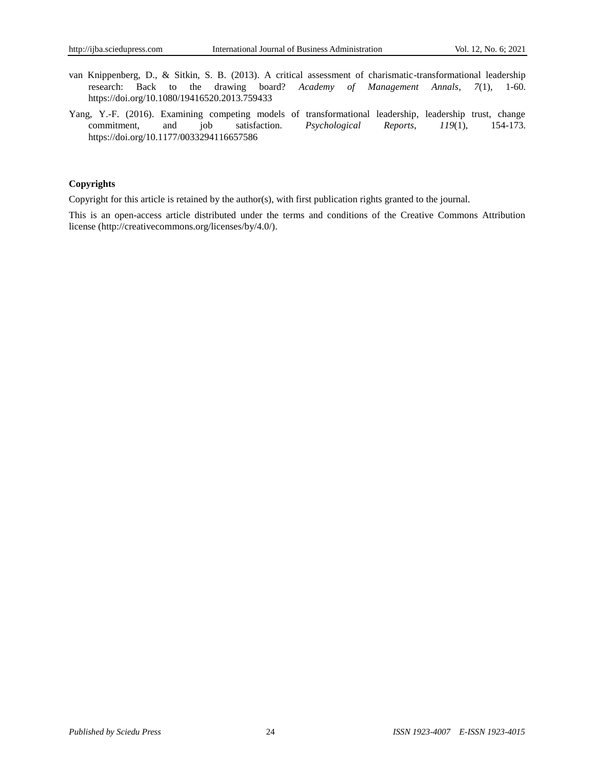van Knippenberg, D., & Sitkin, S. B. (2013). A critical assessment of charismatic-transformational leadership research: Back to the drawing board? *Academy of Management Annals*, *7*(1), 1-60. https://doi.org/10.1080/19416520.2013.759433

Yang, Y.-F. (2016). Examining competing models of transformational leadership, leadership trust, change commitment, and job satisfaction. *Psychological Reports*, *119*(1), 154-173. https://doi.org/10.1177/0033294116657586

**Copyrights**

Copyright for this article is retained by the author(s), with first publication rights granted to the journal.

This is an open-access article distributed under the terms and conditions of the Creative Commons Attribution license (http://creativecommons.org/licenses/by/4.0/).